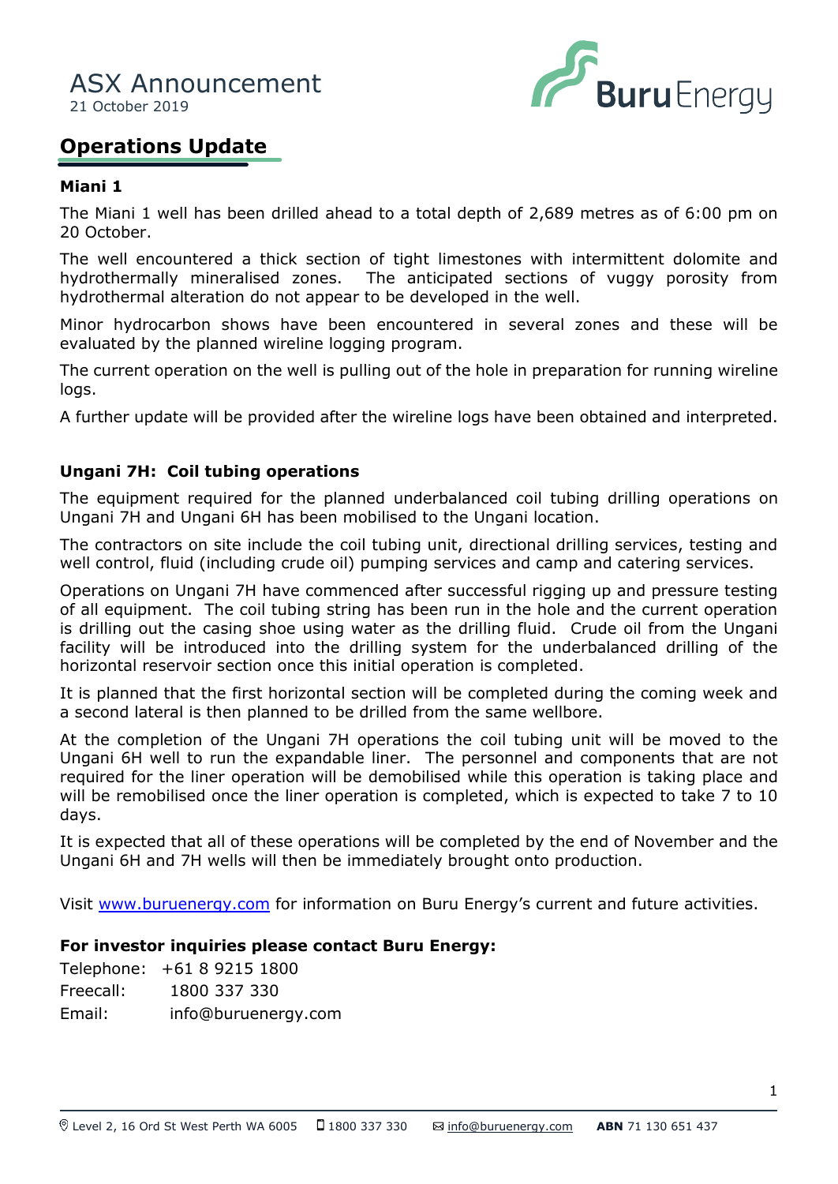# ASX Announcement

21 October 2019

## Operations Update

### Miani 1

The Miani 1 well has been drilled ahead to a total depth of 2,689 metres as of 6:00 pm on 20 October.

The well encountered a thick section of tight limestones with intermittent dolomite and hydrothermally mineralised zones. The anticipated sections of vuggy porosity from hydrothermal alteration do not appear to be developed in the well.

Minor hydrocarbon shows have been encountered in several zones and these will be evaluated by the planned wireline logging program.

The current operation on the well is pulling out of the hole in preparation for running wireline logs.

A further update will be provided after the wireline logs have been obtained and interpreted.

### Ungani 7H: Coil tubing operations

The equipment required for the planned underbalanced coil tubing drilling operations on Ungani 7H and Ungani 6H has been mobilised to the Ungani location.

The contractors on site include the coil tubing unit, directional drilling services, testing and well control, fluid (including crude oil) pumping services and camp and catering services.

Operations on Ungani 7H have commenced after successful rigging up and pressure testing of all equipment. The coil tubing string has been run in the hole and the current operation is drilling out the casing shoe using water as the drilling fluid. Crude oil from the Ungani facility will be introduced into the drilling system for the underbalanced drilling of the horizontal reservoir section once this initial operation is completed.

It is planned that the first horizontal section will be completed during the coming week and a second lateral is then planned to be drilled from the same wellbore.

At the completion of the Ungani 7H operations the coil tubing unit will be moved to the Ungani 6H well to run the expandable liner. The personnel and components that are not required for the liner operation will be demobilised while this operation is taking place and will be remobilised once the liner operation is completed, which is expected to take 7 to 10 days.

It is expected that all of these operations will be completed by the end of November and the Ungani 6H and 7H wells will then be immediately brought onto production.

Visit www.buruenergy.com for information on Buru Energy's current and future activities.

**For investor inquiries please contact Buru Energy:**

Telephone: +61 8 9215 1800
Freecall: 1800 337 330
Email: info@buruenergy.com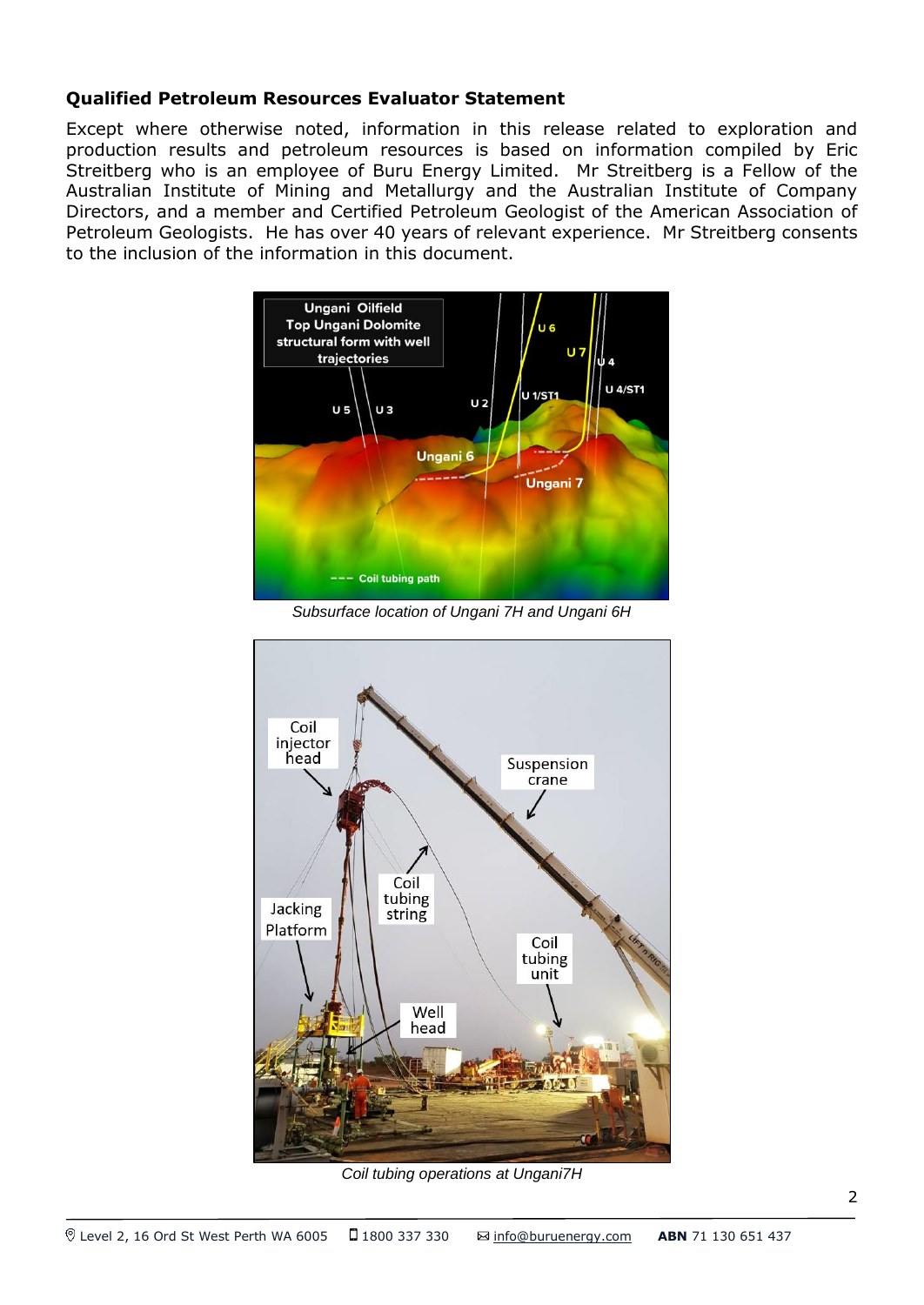### Qualified Petroleum Resources Evaluator Statement

Except where otherwise noted, information in this release related to exploration and production results and petroleum resources is based on information compiled by Eric Streitberg who is an employee of Buru Energy Limited. Mr Streitberg is a Fellow of the Australian Institute of Mining and Metallurgy and the Australian Institute of Company Directors, and a member and Certified Petroleum Geologist of the American Association of Petroleum Geologists. He has over 40 years of relevant experience. Mr Streitberg consents to the inclusion of the information in this document.

Ungani Oilfield
Top Ungani Dolomite structural form with well trajectories

U 5
U 3
U 2
U 6
U 7
U 1/ST1
U 4
U 4/ST1
Ungani 6
Ungani 7
Coil tubing path

*Subsurface location of Ungani 7H and Ungani 6H*

Coil injector head
Suspension crane
Coil tubing string
Jacking Platform
Coil tubing unit
Well head

*Coil tubing operations at Ungani7H*